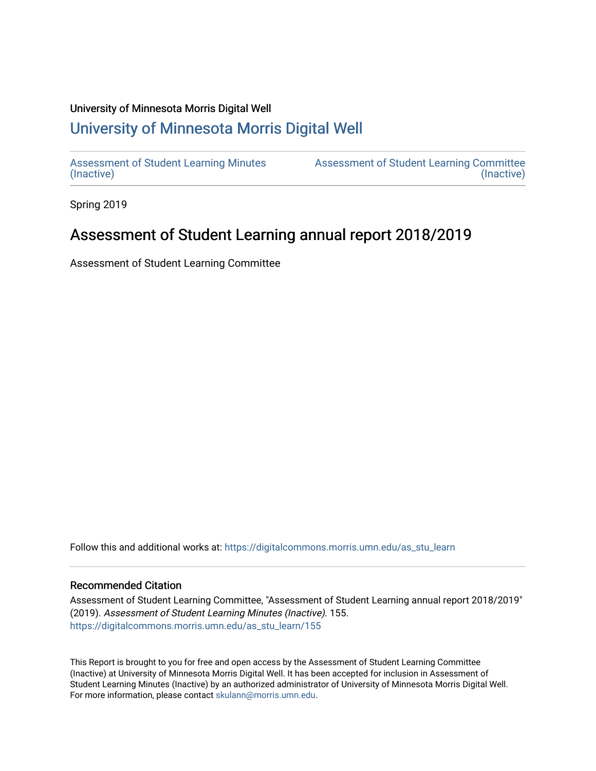University of Minnesota Morris Digital Well

# University of Minnesota Morris Digital Well

Assessment of Student Learning Minutes (Inactive)

Assessment of Student Learning Committee (Inactive)

Spring 2019

## Assessment of Student Learning annual report 2018/2019

Assessment of Student Learning Committee

Follow this and additional works at: https://digitalcommons.morris.umn.edu/as_stu_learn

### Recommended Citation

Assessment of Student Learning Committee, "Assessment of Student Learning annual report 2018/2019" (2019). *Assessment of Student Learning Minutes (Inactive)*. 155.
https://digitalcommons.morris.umn.edu/as_stu_learn/155

This Report is brought to you for free and open access by the Assessment of Student Learning Committee (Inactive) at University of Minnesota Morris Digital Well. It has been accepted for inclusion in Assessment of Student Learning Minutes (Inactive) by an authorized administrator of University of Minnesota Morris Digital Well. For more information, please contact skulann@morris.umn.edu.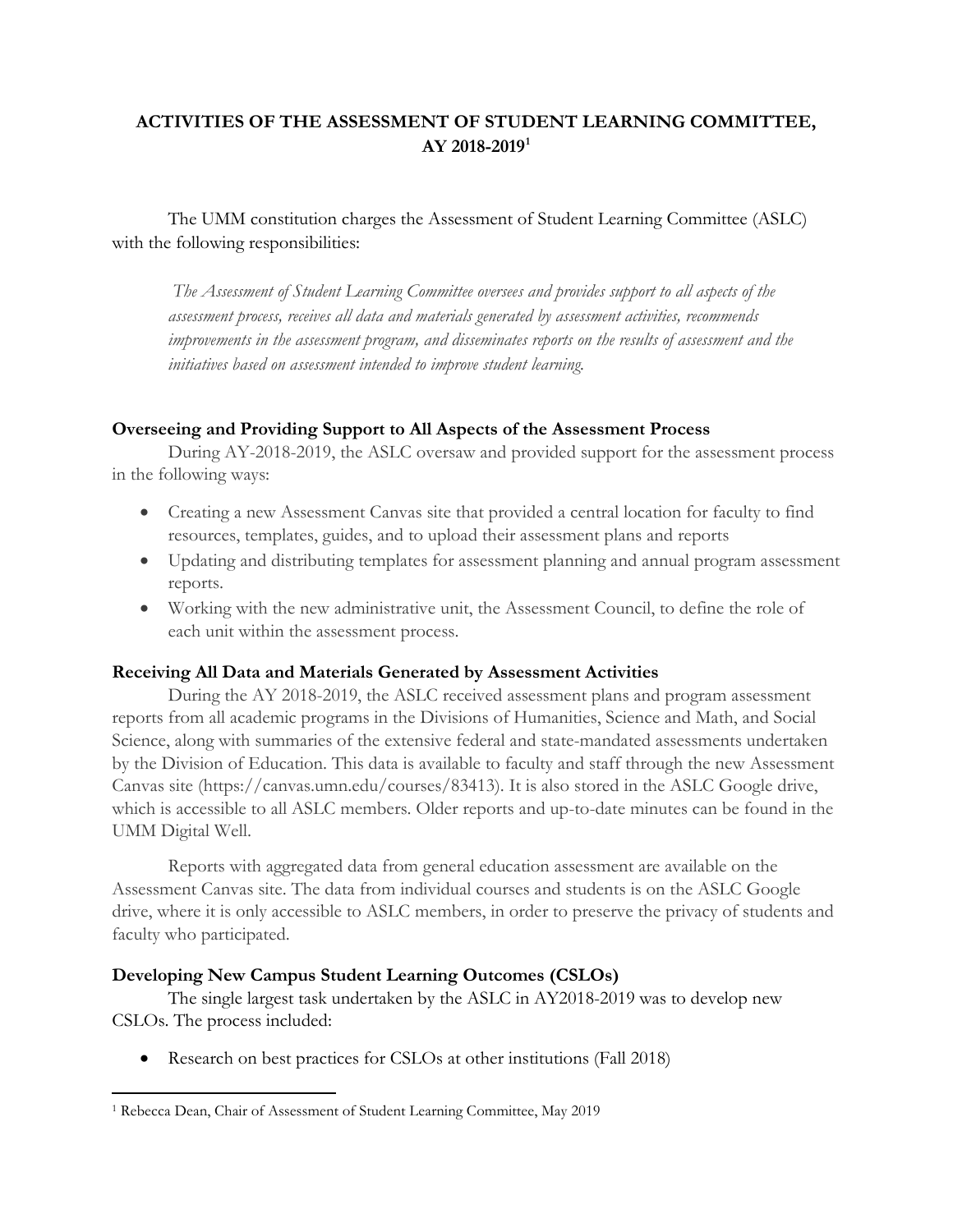# ACTIVITIES OF THE ASSESSMENT OF STUDENT LEARNING COMMITTEE, AY 2018-2019[1]

The UMM constitution charges the Assessment of Student Learning Committee (ASLC) with the following responsibilities:

> *The Assessment of Student Learning Committee oversees and provides support to all aspects of the assessment process, receives all data and materials generated by assessment activities, recommends improvements in the assessment program, and disseminates reports on the results of assessment and the initiatives based on assessment intended to improve student learning.*

### Overseeing and Providing Support to All Aspects of the Assessment Process

During AY-2018-2019, the ASLC oversaw and provided support for the assessment process in the following ways:

- Creating a new Assessment Canvas site that provided a central location for faculty to find resources, templates, guides, and to upload their assessment plans and reports
- Updating and distributing templates for assessment planning and annual program assessment reports.
- Working with the new administrative unit, the Assessment Council, to define the role of each unit within the assessment process.

### Receiving All Data and Materials Generated by Assessment Activities

During the AY 2018-2019, the ASLC received assessment plans and program assessment reports from all academic programs in the Divisions of Humanities, Science and Math, and Social Science, along with summaries of the extensive federal and state-mandated assessments undertaken by the Division of Education. This data is available to faculty and staff through the new Assessment Canvas site (https://canvas.umn.edu/courses/83413). It is also stored in the ASLC Google drive, which is accessible to all ASLC members. Older reports and up-to-date minutes can be found in the UMM Digital Well.

Reports with aggregated data from general education assessment are available on the Assessment Canvas site. The data from individual courses and students is on the ASLC Google drive, where it is only accessible to ASLC members, in order to preserve the privacy of students and faculty who participated.

### Developing New Campus Student Learning Outcomes (CSLOs)

The single largest task undertaken by the ASLC in AY2018-2019 was to develop new CSLOs. The process included:

- Research on best practices for CSLOs at other institutions (Fall 2018)

---

[1] Rebecca Dean, Chair of Assessment of Student Learning Committee, May 2019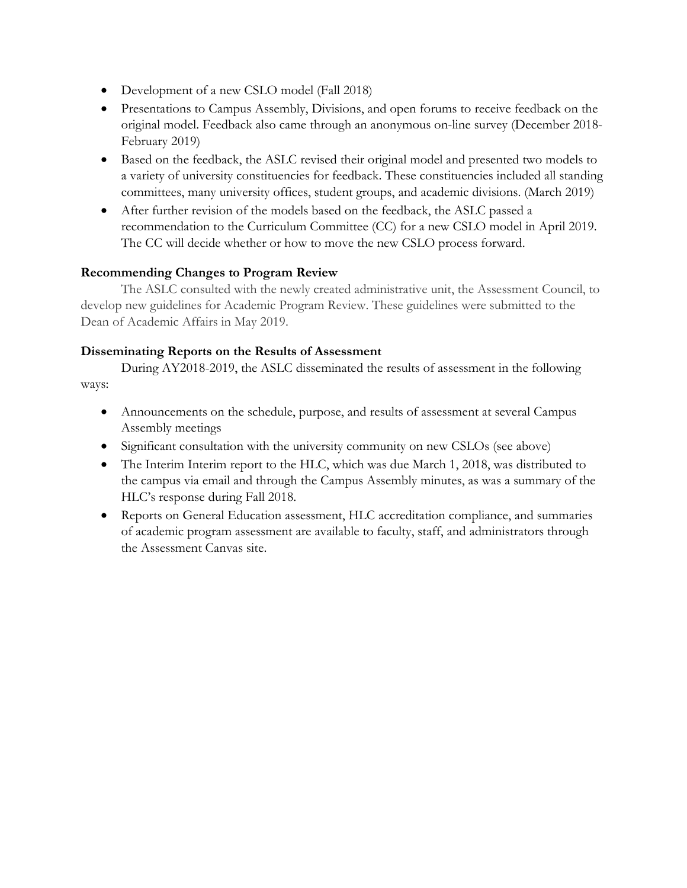- Development of a new CSLO model (Fall 2018)
- Presentations to Campus Assembly, Divisions, and open forums to receive feedback on the original model. Feedback also came through an anonymous on-line survey (December 2018-February 2019)
- Based on the feedback, the ASLC revised their original model and presented two models to a variety of university constituencies for feedback. These constituencies included all standing committees, many university offices, student groups, and academic divisions. (March 2019)
- After further revision of the models based on the feedback, the ASLC passed a recommendation to the Curriculum Committee (CC) for a new CSLO model in April 2019. The CC will decide whether or how to move the new CSLO process forward.

**Recommending Changes to Program Review**

The ASLC consulted with the newly created administrative unit, the Assessment Council, to develop new guidelines for Academic Program Review. These guidelines were submitted to the Dean of Academic Affairs in May 2019.

**Disseminating Reports on the Results of Assessment**

During AY2018-2019, the ASLC disseminated the results of assessment in the following ways:

- Announcements on the schedule, purpose, and results of assessment at several Campus Assembly meetings
- Significant consultation with the university community on new CSLOs (see above)
- The Interim Interim report to the HLC, which was due March 1, 2018, was distributed to the campus via email and through the Campus Assembly minutes, as was a summary of the HLC's response during Fall 2018.
- Reports on General Education assessment, HLC accreditation compliance, and summaries of academic program assessment are available to faculty, staff, and administrators through the Assessment Canvas site.